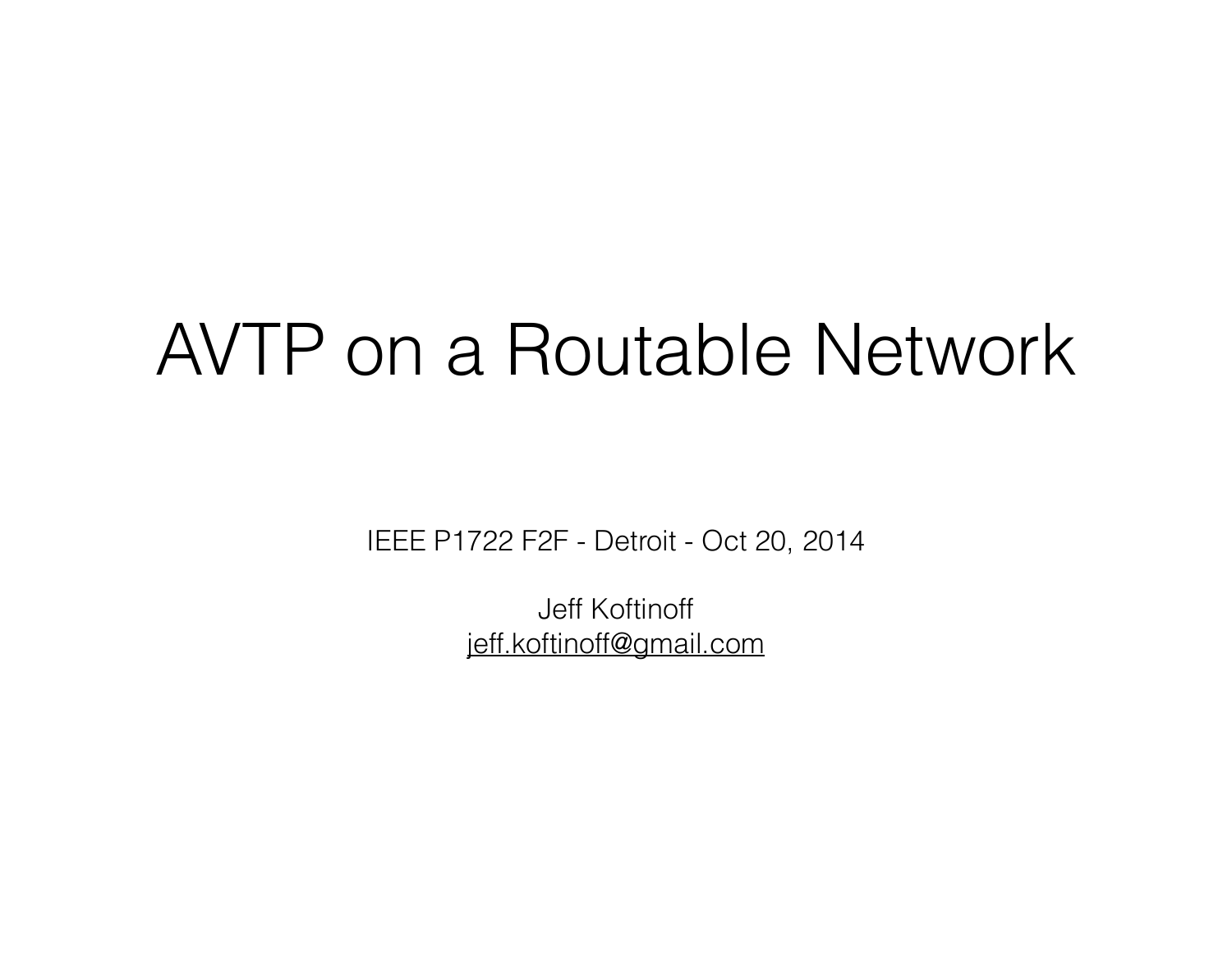# AVTP on a Routable Network

IEEE P1722 F2F - Detroit - Oct 20, 2014

Jeff Koftinoff
jeff.koftinoff@gmail.com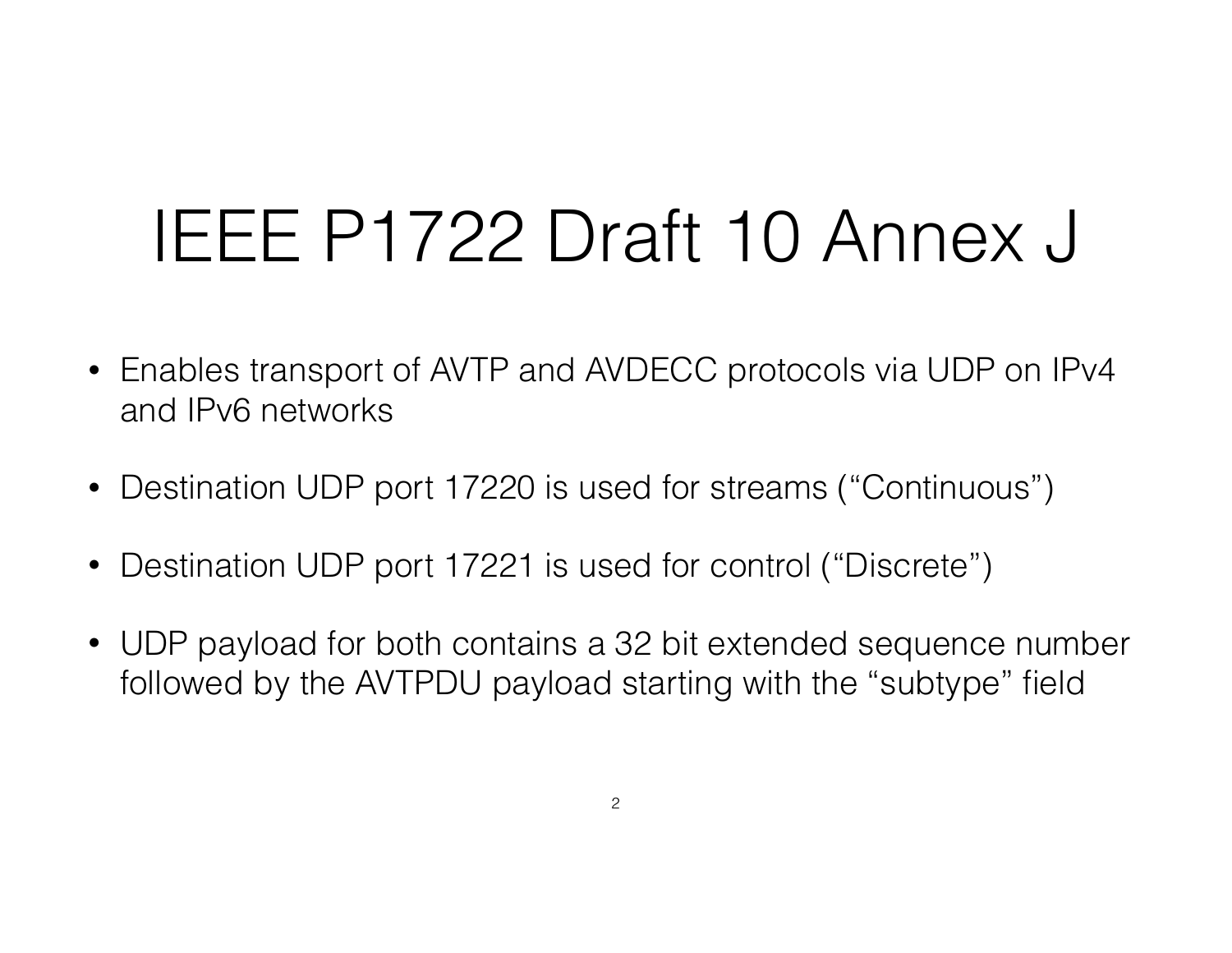# IEEE P1722 Draft 10 Annex J

- Enables transport of AVTP and AVDECC protocols via UDP on IPv4 and IPv6 networks
- Destination UDP port 17220 is used for streams (“Continuous”)
- Destination UDP port 17221 is used for control (“Discrete”)
- UDP payload for both contains a 32 bit extended sequence number followed by the AVTPDU payload starting with the “subtype” field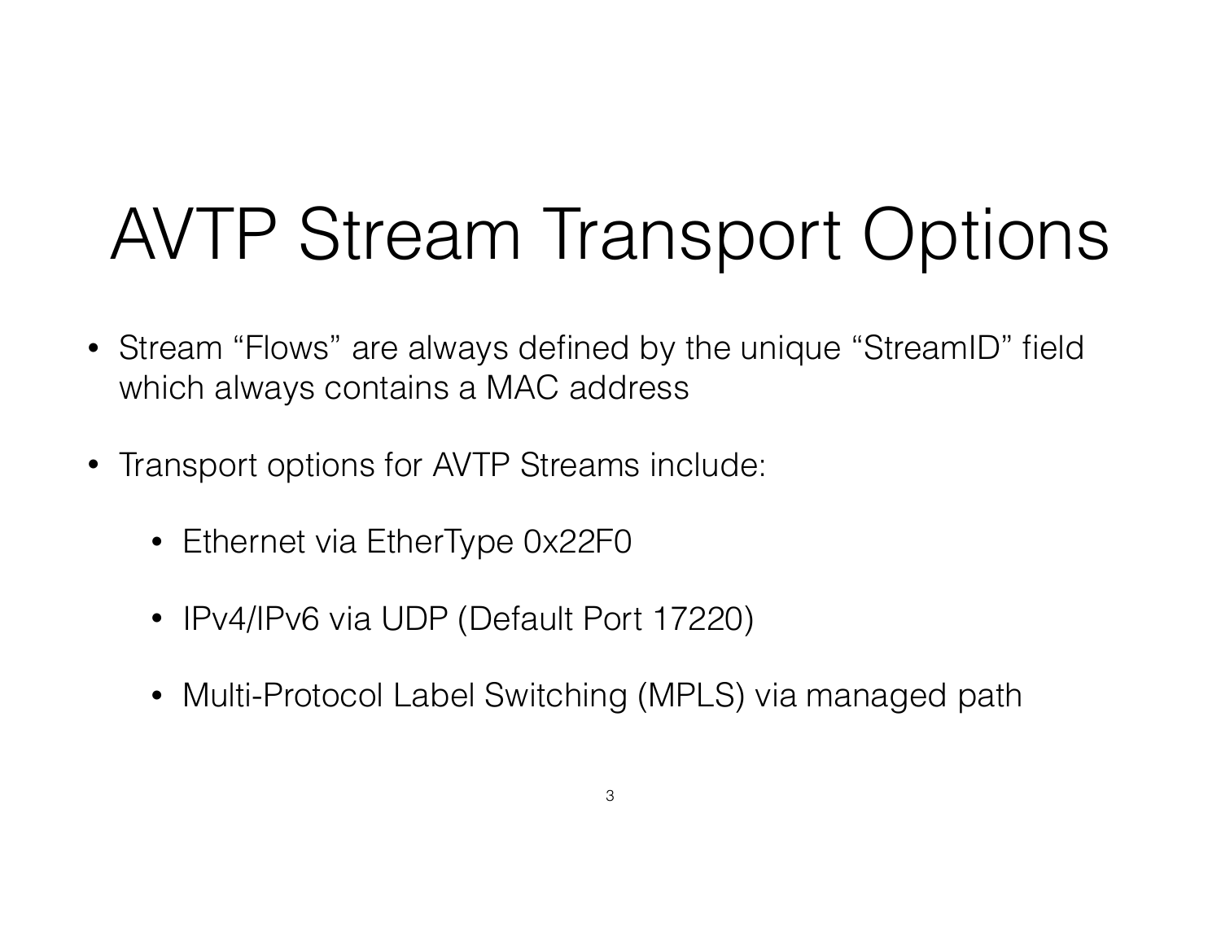# AVTP Stream Transport Options

- Stream “Flows” are always defined by the unique “StreamID” field which always contains a MAC address
- Transport options for AVTP Streams include:
  - Ethernet via EtherType 0x22F0
  - IPv4/IPv6 via UDP (Default Port 17220)
  - Multi-Protocol Label Switching (MPLS) via managed path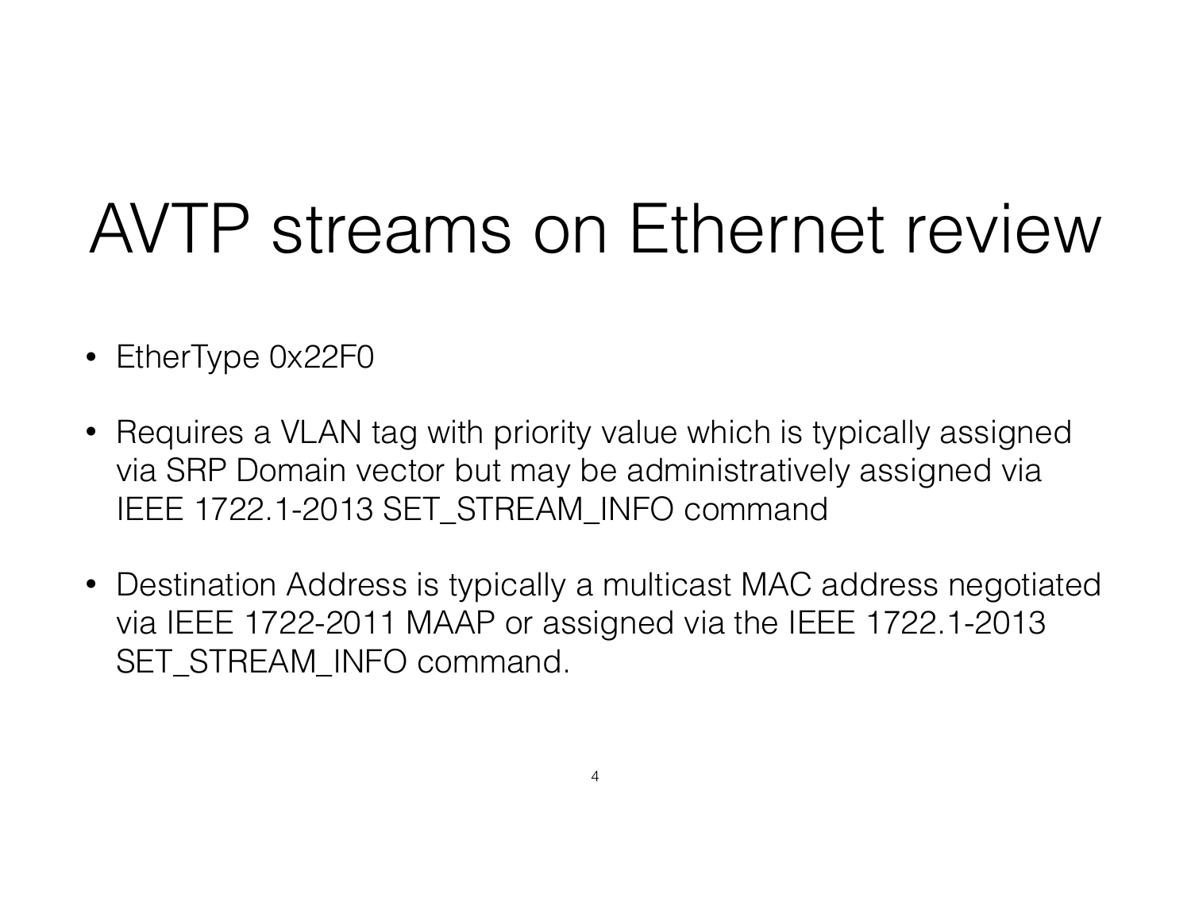# AVTP streams on Ethernet review

- EtherType 0x22F0
- Requires a VLAN tag with priority value which is typically assigned via SRP Domain vector but may be administratively assigned via IEEE 1722.1-2013 SET_STREAM_INFO command
- Destination Address is typically a multicast MAC address negotiated via IEEE 1722-2011 MAAP or assigned via the IEEE 1722.1-2013 SET_STREAM_INFO command.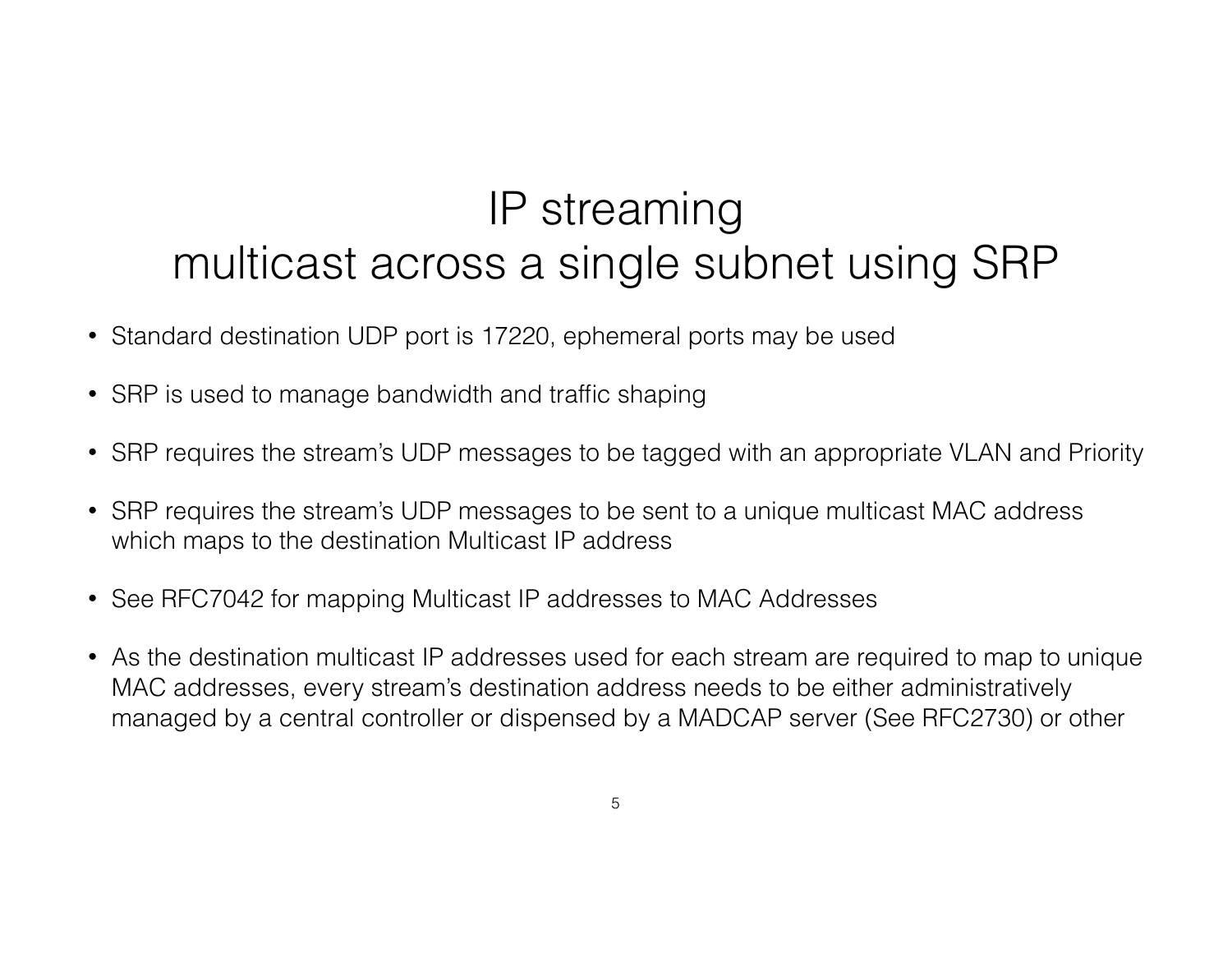# IP streaming
# multicast across a single subnet using SRP

- Standard destination UDP port is 17220, ephemeral ports may be used
- SRP is used to manage bandwidth and traffic shaping
- SRP requires the stream's UDP messages to be tagged with an appropriate VLAN and Priority
- SRP requires the stream's UDP messages to be sent to a unique multicast MAC address which maps to the destination Multicast IP address
- See RFC7042 for mapping Multicast IP addresses to MAC Addresses
- As the destination multicast IP addresses used for each stream are required to map to unique MAC addresses, every stream's destination address needs to be either administratively managed by a central controller or dispensed by a MADCAP server (See RFC2730) or other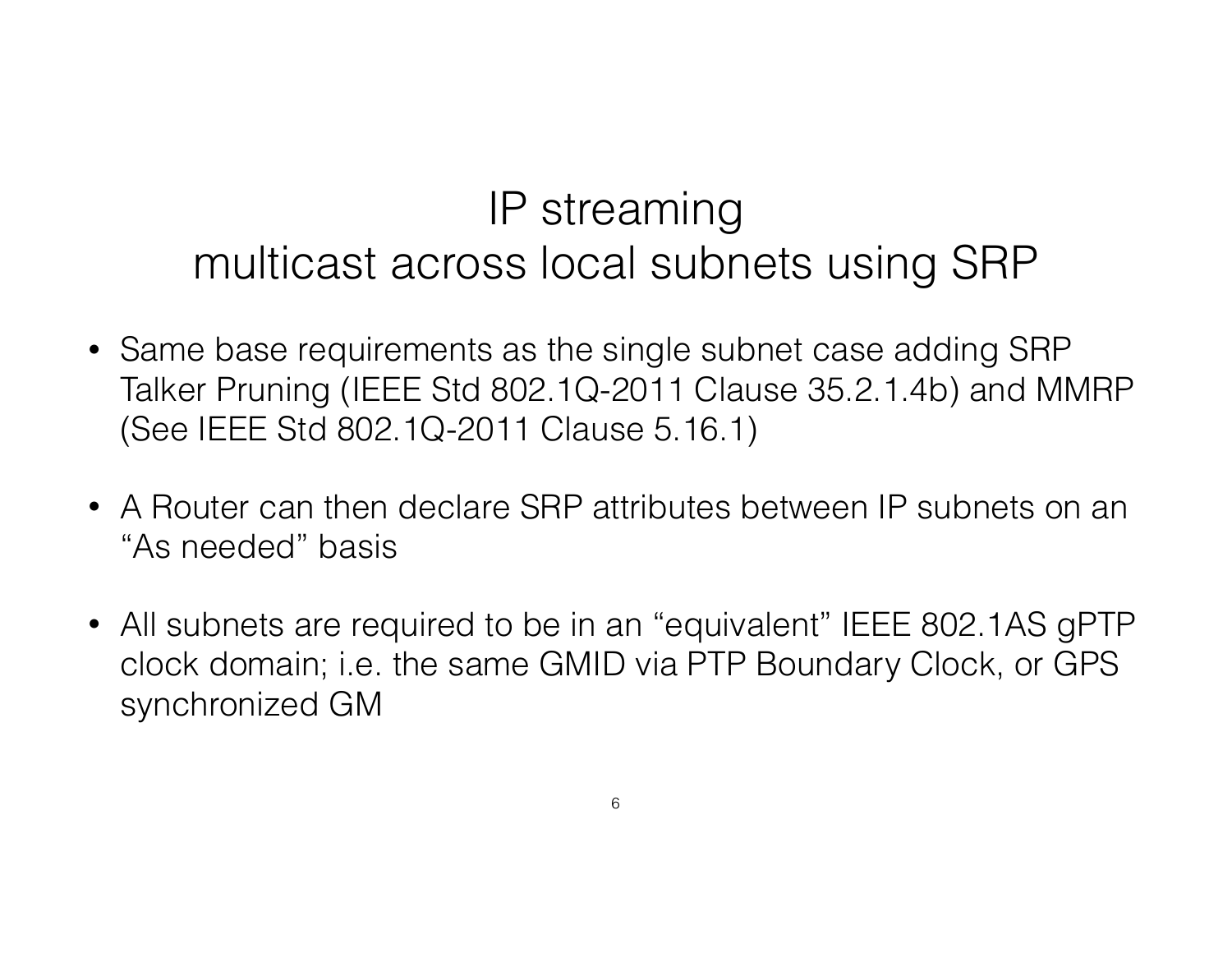# IP streaming
# multicast across local subnets using SRP

- Same base requirements as the single subnet case adding SRP Talker Pruning (IEEE Std 802.1Q-2011 Clause 35.2.1.4b) and MMRP (See IEEE Std 802.1Q-2011 Clause 5.16.1)

- A Router can then declare SRP attributes between IP subnets on an “As needed” basis

- All subnets are required to be in an “equivalent” IEEE 802.1AS gPTP clock domain; i.e. the same GMID via PTP Boundary Clock, or GPS synchronized GM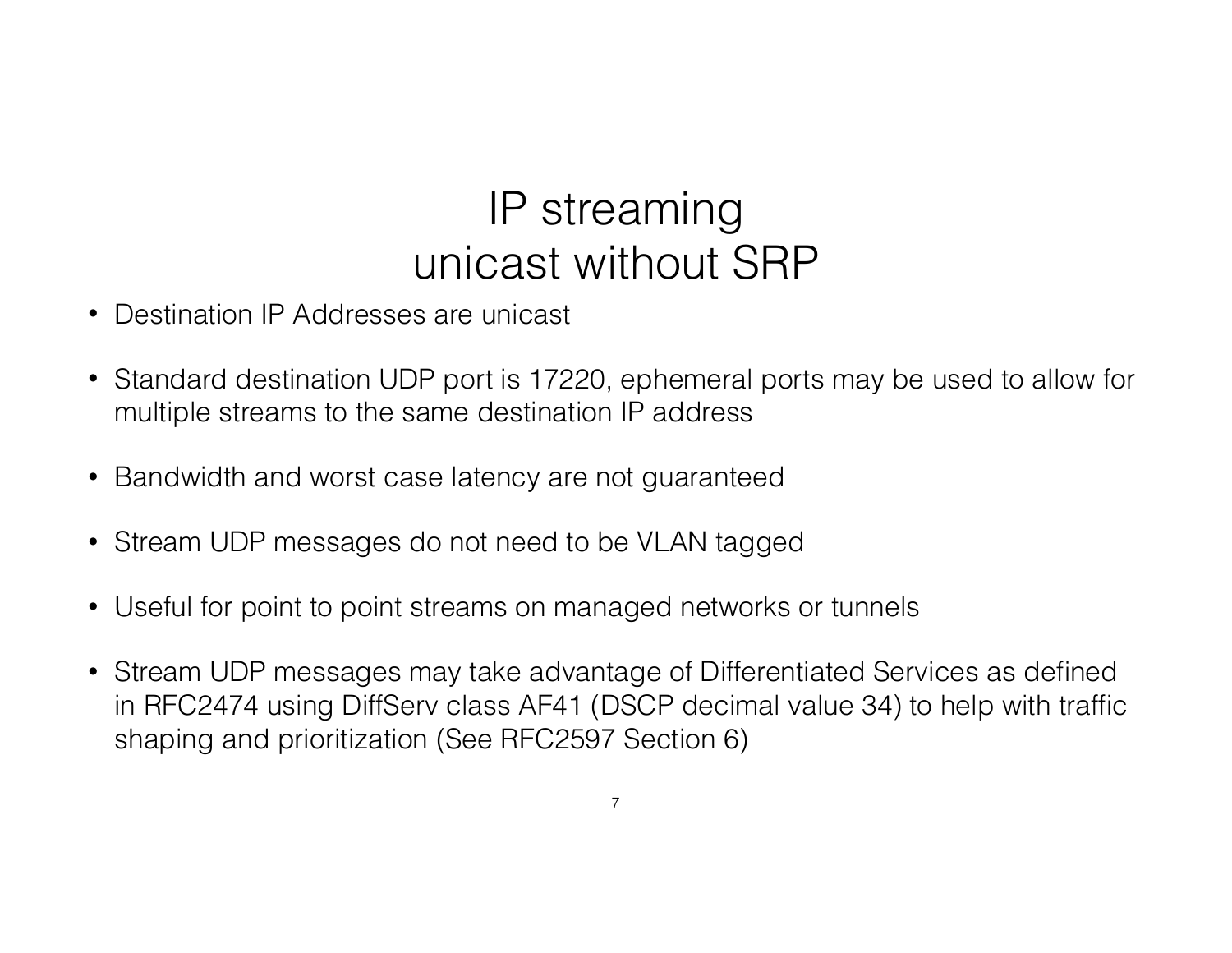# IP streaming unicast without SRP

- Destination IP Addresses are unicast
- Standard destination UDP port is 17220, ephemeral ports may be used to allow for multiple streams to the same destination IP address
- Bandwidth and worst case latency are not guaranteed
- Stream UDP messages do not need to be VLAN tagged
- Useful for point to point streams on managed networks or tunnels
- Stream UDP messages may take advantage of Differentiated Services as defined in RFC2474 using DiffServ class AF41 (DSCP decimal value 34) to help with traffic shaping and prioritization (See RFC2597 Section 6)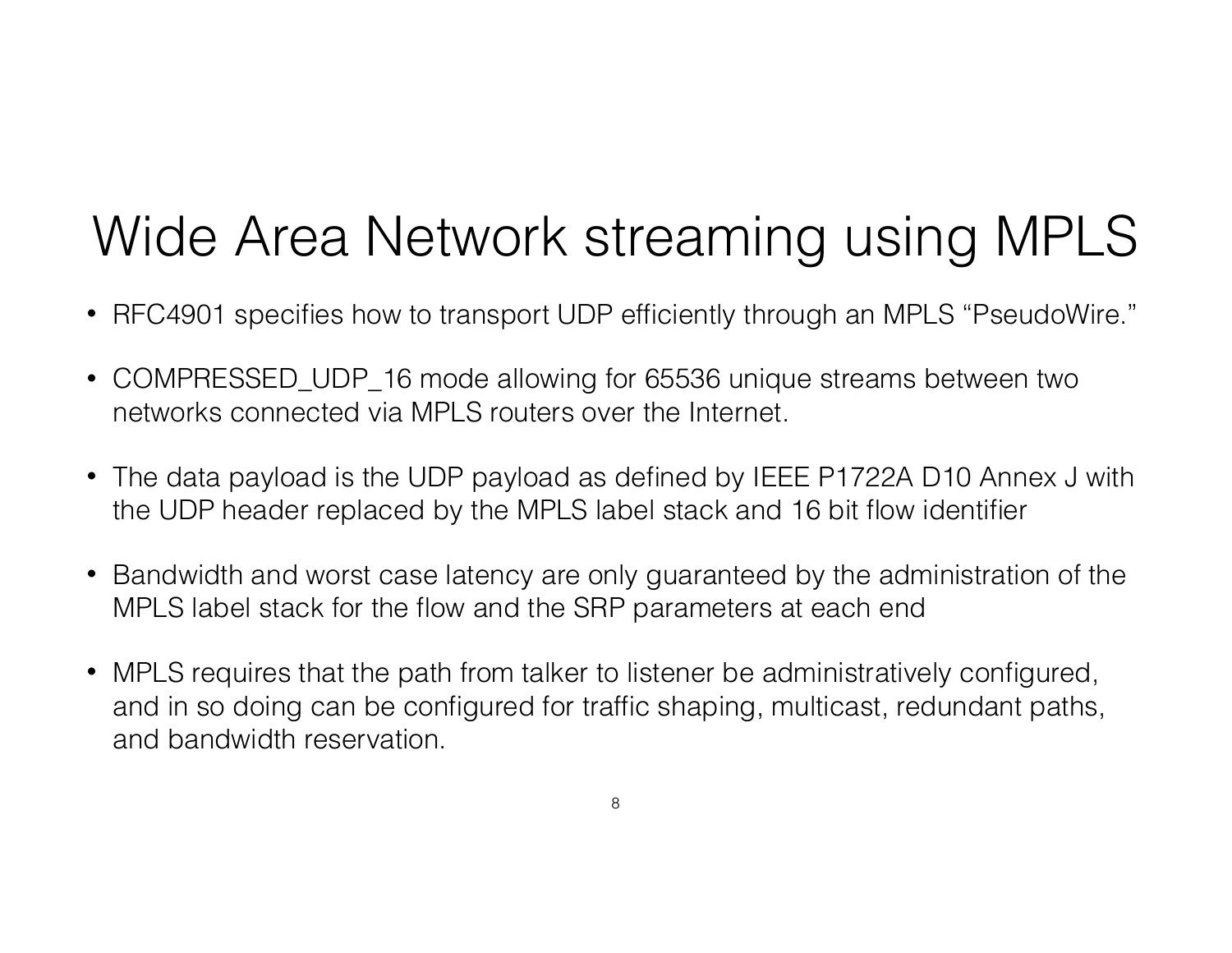# Wide Area Network streaming using MPLS

- RFC4901 specifies how to transport UDP efficiently through an MPLS “PseudoWire.”
- COMPRESSED_UDP_16 mode allowing for 65536 unique streams between two networks connected via MPLS routers over the Internet.
- The data payload is the UDP payload as defined by IEEE P1722A D10 Annex J with the UDP header replaced by the MPLS label stack and 16 bit flow identifier
- Bandwidth and worst case latency are only guaranteed by the administration of the MPLS label stack for the flow and the SRP parameters at each end
- MPLS requires that the path from talker to listener be administratively configured, and in so doing can be configured for traffic shaping, multicast, redundant paths, and bandwidth reservation.